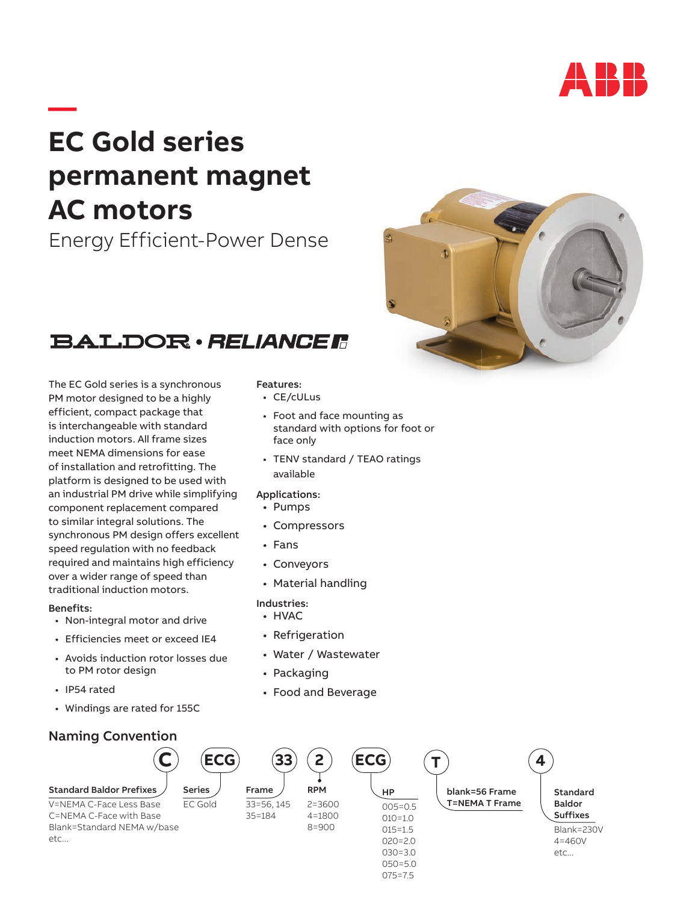# EC Gold series permanent magnet AC motors

Energy Efficient-Power Dense

BALDOR • RELIANCE

The EC Gold series is a synchronous PM motor designed to be a highly efficient, compact package that is interchangeable with standard induction motors. All frame sizes meet NEMA dimensions for ease of installation and retrofitting. The platform is designed to be used with an industrial PM drive while simplifying component replacement compared to similar integral solutions. The synchronous PM design offers excellent speed regulation with no feedback required and maintains high efficiency over a wider range of speed than traditional induction motors.

**Benefits:**

- Non-integral motor and drive
- Efficiencies meet or exceed IE4
- Avoids induction rotor losses due to PM rotor design
- IP54 rated
- Windings are rated for 155C

**Features:**

- CE/cULus
- Foot and face mounting as standard with options for foot or face only
- TENV standard / TEAO ratings available

**Applications:**

- Pumps
- Compressors
- Fans
- Conveyors
- Material handling

**Industries:**

- HVAC
- Refrigeration
- Water / Wastewater
- Packaging
- Food and Beverage

## Naming Convention

C ECG 33 2 ECG T 4

| Standard Baldor Prefixes | Series | Frame | RPM | HP | blank=56 Frame T=NEMA T Frame | Standard Baldor Suffixes |
|---|---|---|---|---|---|---|
| C | ECG | 33 | 2 | ECG | T | 4 |
| V=NEMA C-Face Less Base | EC Gold | 33=56, 145 | 2=3600 | 005=0.5 | | Blank=230V |
| C=NEMA C-Face with Base | | 35=184 | 4=1800 | 010=1.0 | | 4=460V |
| Blank=Standard NEMA w/base | | | 8=900 | 015=1.5 | | etc... |
| etc... | | | | 020=2.0 | | |
| | | | | 030=3.0 | | |
| | | | | 050=5.0 | | |
| | | | | 075=7.5 | | |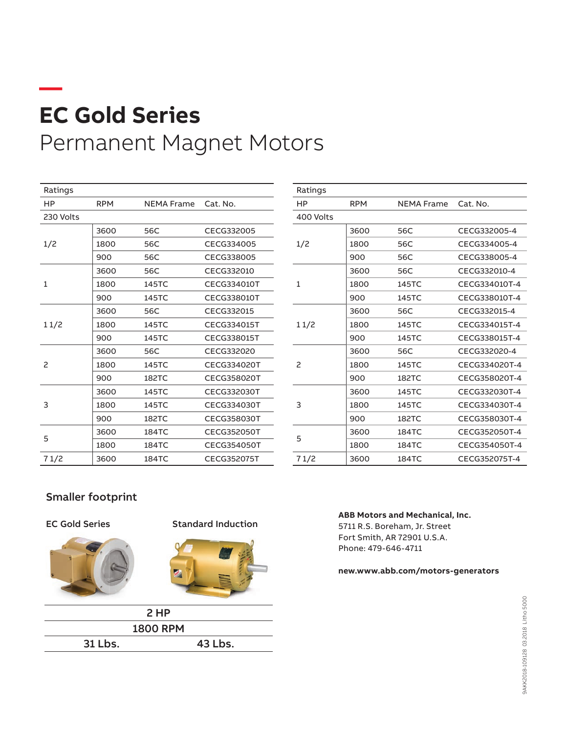# EC Gold Series

Permanent Magnet Motors

| Ratings | | | |
|---|---|---|---|
| HP | RPM | NEMA Frame | Cat. No. |
| 230 Volts | | | |
| 1/2 | 3600 | 56C | CECG332005 |
| | 1800 | 56C | CECG334005 |
| | 900 | 56C | CECG338005 |
| 1 | 3600 | 56C | CECG332010 |
| | 1800 | 145TC | CECG334010T |
| | 900 | 145TC | CECG338010T |
| 1 1/2 | 3600 | 56C | CECG332015 |
| | 1800 | 145TC | CECG334015T |
| | 900 | 145TC | CECG338015T |
| 2 | 3600 | 56C | CECG332020 |
| | 1800 | 145TC | CECG334020T |
| | 900 | 182TC | CECG358020T |
| 3 | 3600 | 145TC | CECG332030T |
| | 1800 | 145TC | CECG334030T |
| | 900 | 182TC | CECG358030T |
| 5 | 3600 | 184TC | CECG352050T |
| | 1800 | 184TC | CECG354050T |
| 7 1/2 | 3600 | 184TC | CECG352075T |

| Ratings | | | |
|---|---|---|---|
| HP | RPM | NEMA Frame | Cat. No. |
| 400 Volts | | | |
| 1/2 | 3600 | 56C | CECG332005-4 |
| | 1800 | 56C | CECG334005-4 |
| | 900 | 56C | CECG338005-4 |
| 1 | 3600 | 56C | CECG332010-4 |
| | 1800 | 145TC | CECG334010T-4 |
| | 900 | 145TC | CECG338010T-4 |
| 1 1/2 | 3600 | 56C | CECG332015-4 |
| | 1800 | 145TC | CECG334015T-4 |
| | 900 | 145TC | CECG338015T-4 |
| 2 | 3600 | 56C | CECG332020-4 |
| | 1800 | 145TC | CECG334020T-4 |
| | 900 | 182TC | CECG358020T-4 |
| 3 | 3600 | 145TC | CECG332030T-4 |
| | 1800 | 145TC | CECG334030T-4 |
| | 900 | 182TC | CECG358030T-4 |
| 5 | 3600 | 184TC | CECG352050T-4 |
| | 1800 | 184TC | CECG354050T-4 |
| 7 1/2 | 3600 | 184TC | CECG352075T-4 |

### Smaller footprint

| EC Gold Series | Standard Induction |
|---|---|
| 2 HP | |
| 1800 RPM | |
| 31 Lbs. | 43 Lbs. |

**ABB Motors and Mechanical, Inc.**
5711 R.S. Boreham, Jr. Street
Fort Smith, AR 72901 U.S.A.
Phone: 479-646-4711

**new.www.abb.com/motors-generators**

9AKK2018-109128 03.2018 Litho 5000